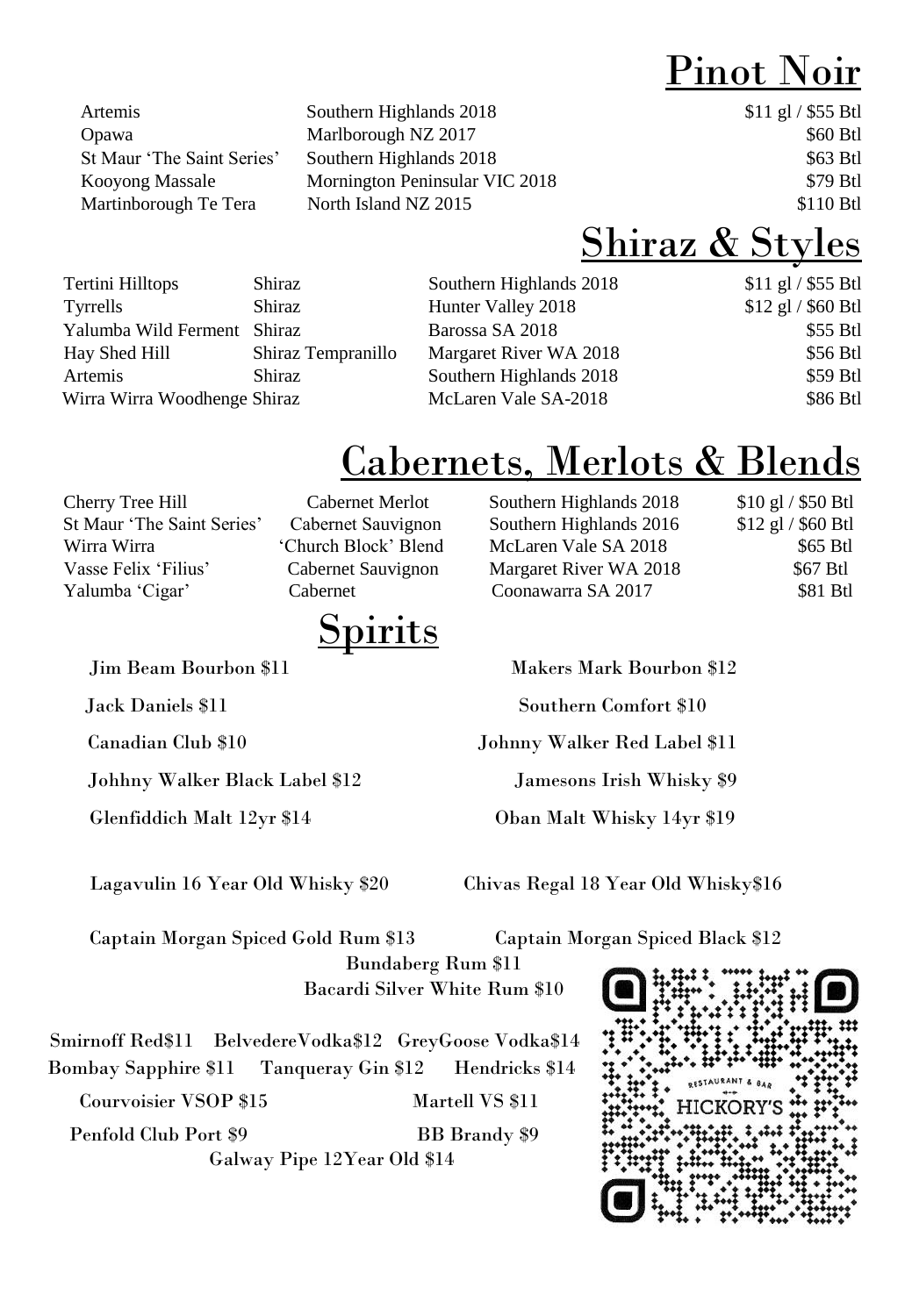## Pinot Noir

| | | |
|---|---|---|
| Artemis | Southern Highlands 2018 | $11 gl / $55 Btl |
| Opawa | Marlborough NZ 2017 | $60 Btl |
| St Maur 'The Saint Series' | Southern Highlands 2018 | $63 Btl |
| Kooyong Massale | Mornington Peninsular VIC 2018 | $79 Btl |
| Martinborough Te Tera | North Island NZ 2015 | $110 Btl |

## Shiraz & Styles

| | | | |
|---|---|---|---|
| Tertini Hilltops | Shiraz | Southern Highlands 2018 | $11 gl / $55 Btl |
| Tyrrells | Shiraz | Hunter Valley 2018 | $12 gl / $60 Btl |
| Yalumba Wild Ferment | Shiraz | Barossa SA 2018 | $55 Btl |
| Hay Shed Hill | Shiraz Tempranillo | Margaret River WA 2018 | $56 Btl |
| Artemis | Shiraz | Southern Highlands 2018 | $59 Btl |
| Wirra Wirra Woodhenge | Shiraz | McLaren Vale SA-2018 | $86 Btl |

## Cabernets, Merlots & Blends

| | | | |
|---|---|---|---|
| Cherry Tree Hill | Cabernet Merlot | Southern Highlands 2018 | $10 gl / $50 Btl |
| St Maur 'The Saint Series' | Cabernet Sauvignon | Southern Highlands 2016 | $12 gl / $60 Btl |
| Wirra Wirra | 'Church Block' Blend | McLaren Vale SA 2018 | $65 Btl |
| Vasse Felix 'Filius' | Cabernet Sauvignon | Margaret River WA 2018 | $67 Btl |
| Yalumba 'Cigar' | Cabernet | Coonawarra SA 2017 | $81 Btl |

## Spirits

Jim Beam Bourbon $11

Makers Mark Bourbon $12

Jack Daniels $11

Southern Comfort $10

Canadian Club $10

Johnny Walker Red Label $11

Johhny Walker Black Label $12

Jamesons Irish Whisky $9

Glenfiddich Malt 12yr $14

Oban Malt Whisky 14yr $19

Lagavulin 16 Year Old Whisky $20

Chivas Regal 18 Year Old Whisky$16

Captain Morgan Spiced Gold Rum $13

Captain Morgan Spiced Black $12

Bundaberg Rum $11

Bacardi Silver White Rum $10

Smirnoff Red$11 BelvedereVodka$12 GreyGoose Vodka$14

Bombay Sapphire $11 Tanqueray Gin $12 Hendricks $14

Courvoisier VSOP $15

Martell VS $11

Penfold Club Port $9

BB Brandy $9

Galway Pipe 12Year Old $14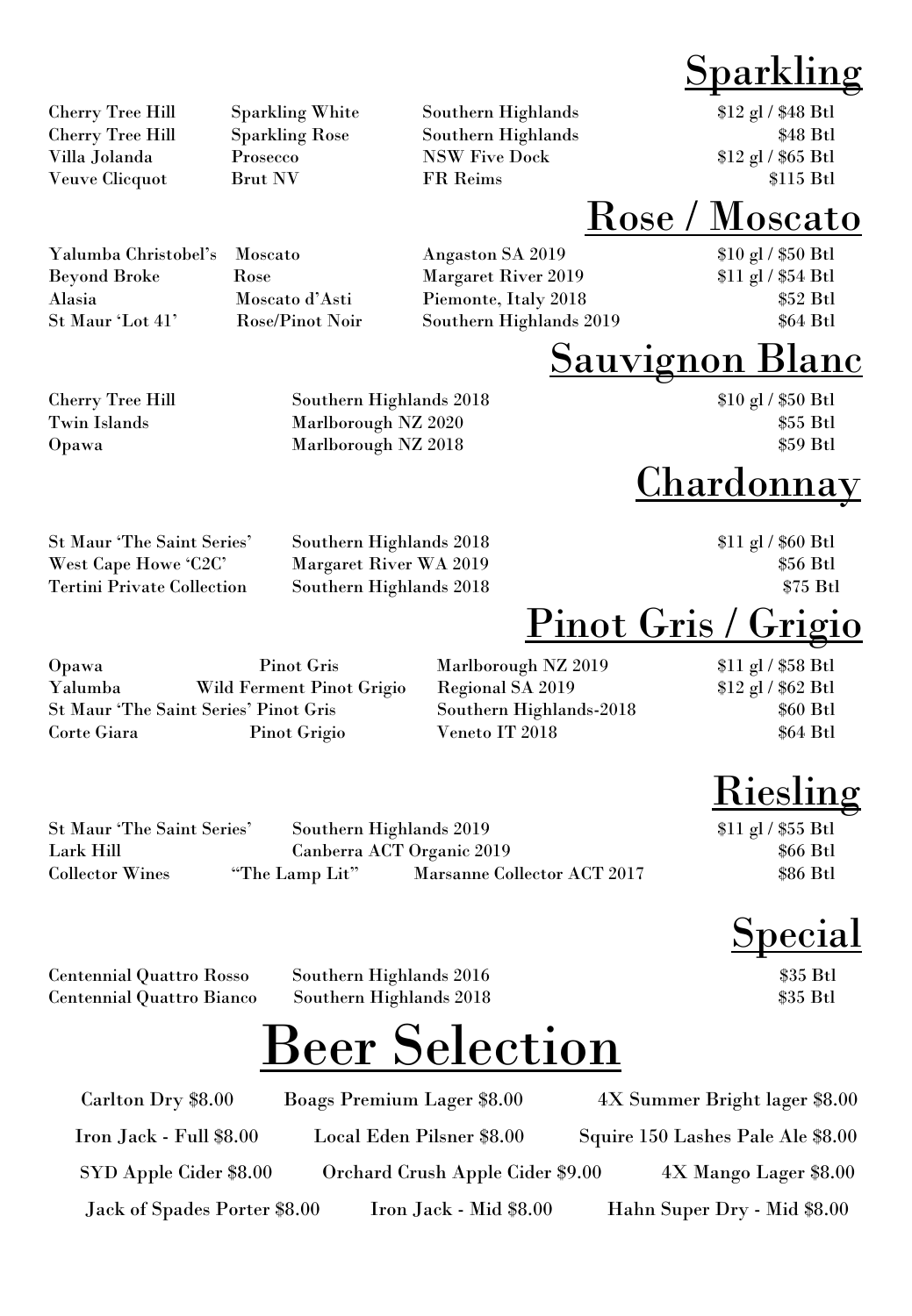## Sparkling

| | | | |
|---|---|---|---|
| Cherry Tree Hill | Sparkling White | Southern Highlands | $12 gl / $48 Btl |
| Cherry Tree Hill | Sparkling Rose | Southern Highlands | $48 Btl |
| Villa Jolanda | Prosecco | NSW Five Dock | $12 gl / $65 Btl |
| Veuve Clicquot | Brut NV | FR Reims | $115 Btl |

## Rose / Moscato

| | | | |
|---|---|---|---|
| Yalumba Christobel's | Moscato | Angaston SA 2019 | $10 gl / $50 Btl |
| Beyond Broke | Rose | Margaret River 2019 | $11 gl / $54 Btl |
| Alasia | Moscato d'Asti | Piemonte, Italy 2018 | $52 Btl |
| St Maur 'Lot 41' | Rose/Pinot Noir | Southern Highlands 2019 | $64 Btl |

## Sauvignon Blanc

| | | |
|---|---|---|
| Cherry Tree Hill | Southern Highlands 2018 | $10 gl / $50 Btl |
| Twin Islands | Marlborough NZ 2020 | $55 Btl |
| Opawa | Marlborough NZ 2018 | $59 Btl |

## Chardonnay

| | | |
|---|---|---|
| St Maur 'The Saint Series' | Southern Highlands 2018 | $11 gl / $60 Btl |
| West Cape Howe 'C2C' | Margaret River WA 2019 | $56 Btl |
| Tertini Private Collection | Southern Highlands 2018 | $75 Btl |

## Pinot Gris / Grigio

| | | | |
|---|---|---|---|
| Opawa | Pinot Gris | Marlborough NZ 2019 | $11 gl / $58 Btl |
| Yalumba | Wild Ferment Pinot Grigio | Regional SA 2019 | $12 gl / $62 Btl |
| St Maur 'The Saint Series' Pinot Gris | | Southern Highlands-2018 | $60 Btl |
| Corte Giara | Pinot Grigio | Veneto IT 2018 | $64 Btl |

## Riesling

| | | | |
|---|---|---|---|
| St Maur 'The Saint Series' | | Southern Highlands 2019 | $11 gl / $55 Btl |
| Lark Hill | | Canberra ACT Organic 2019 | $66 Btl |
| Collector Wines | "The Lamp Lit" | Marsanne Collector ACT 2017 | $86 Btl |

## Special

| | | |
|---|---|---|
| Centennial Quattro Rosso | Southern Highlands 2016 | $35 Btl |
| Centennial Quattro Bianco | Southern Highlands 2018 | $35 Btl |

# Beer Selection

| | | |
|---|---|---|
| Carlton Dry $8.00 | Boags Premium Lager $8.00 | 4X Summer Bright lager $8.00 |
| Iron Jack - Full $8.00 | Local Eden Pilsner $8.00 | Squire 150 Lashes Pale Ale $8.00 |
| SYD Apple Cider $8.00 | Orchard Crush Apple Cider $9.00 | 4X Mango Lager $8.00 |
| Jack of Spades Porter $8.00 | Iron Jack - Mid $8.00 | Hahn Super Dry - Mid $8.00 |